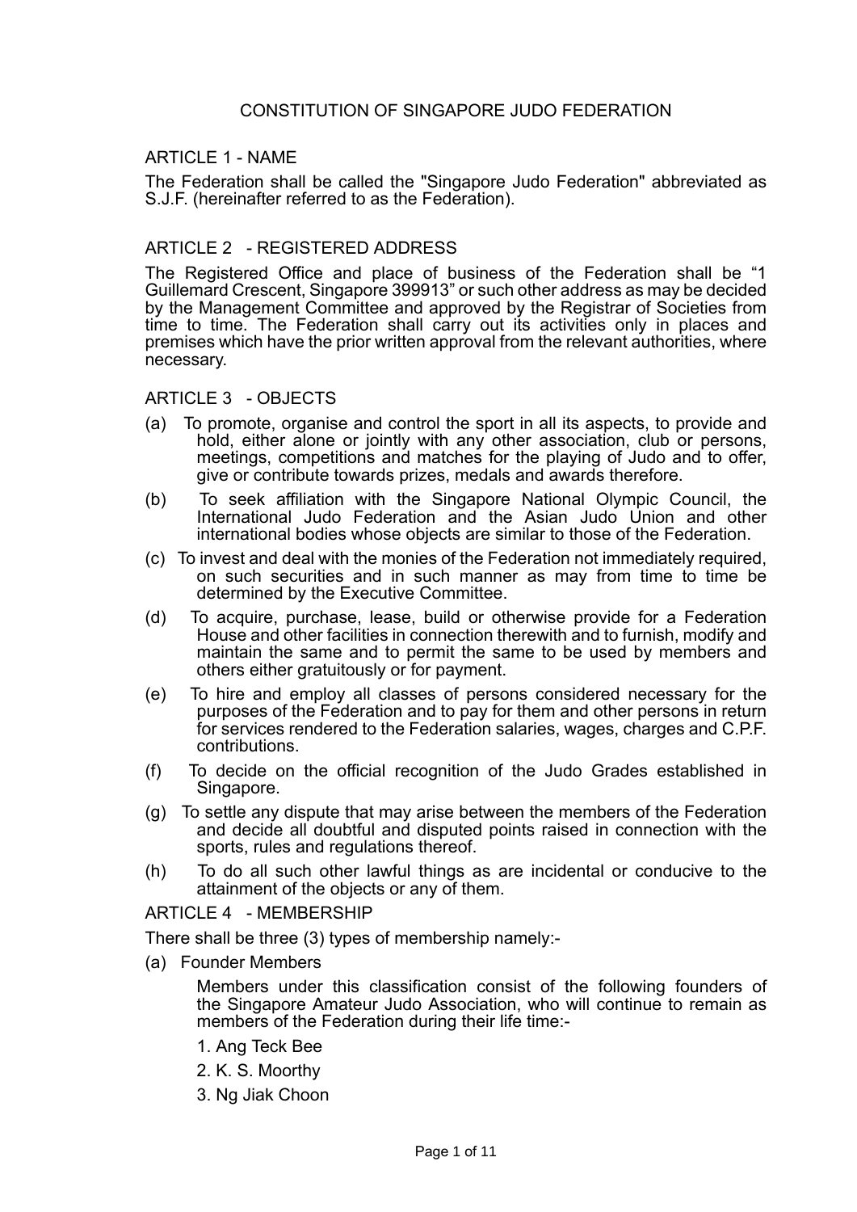# CONSTITUTION OF SINGAPORE JUDO FEDERATION

## ARTICLE 1 - NAME

The Federation shall be called the "Singapore Judo Federation" abbreviated as S.J.F. (hereinafter referred to as the Federation).

## ARTICLE 2 - REGISTERED ADDRESS

The Registered Office and place of business of the Federation shall be "1 Guillemard Crescent, Singapore 399913" or such other address as may be decided by the Management Committee and approved by the Registrar of Societies from time to time. The Federation shall carry out its activities only in places and premises which have the prior written approval from the relevant authorities, where necessary.

## ARTICLE 3 - OBJECTS

(a) To promote, organise and control the sport in all its aspects, to provide and hold, either alone or jointly with any other association, club or persons, meetings, competitions and matches for the playing of Judo and to offer, give or contribute towards prizes, medals and awards therefore.

(b) To seek affiliation with the Singapore National Olympic Council, the International Judo Federation and the Asian Judo Union and other international bodies whose objects are similar to those of the Federation.

(c) To invest and deal with the monies of the Federation not immediately required, on such securities and in such manner as may from time to time be determined by the Executive Committee.

(d) To acquire, purchase, lease, build or otherwise provide for a Federation House and other facilities in connection therewith and to furnish, modify and maintain the same and to permit the same to be used by members and others either gratuitously or for payment.

(e) To hire and employ all classes of persons considered necessary for the purposes of the Federation and to pay for them and other persons in return for services rendered to the Federation salaries, wages, charges and C.P.F. contributions.

(f) To decide on the official recognition of the Judo Grades established in Singapore.

(g) To settle any dispute that may arise between the members of the Federation and decide all doubtful and disputed points raised in connection with the sports, rules and regulations thereof.

(h) To do all such other lawful things as are incidental or conducive to the attainment of the objects or any of them.

## ARTICLE 4 - MEMBERSHIP

There shall be three (3) types of membership namely:-

(a) Founder Members

Members under this classification consist of the following founders of the Singapore Amateur Judo Association, who will continue to remain as members of the Federation during their life time:-

1. Ang Teck Bee
2. K. S. Moorthy
3. Ng Jiak Choon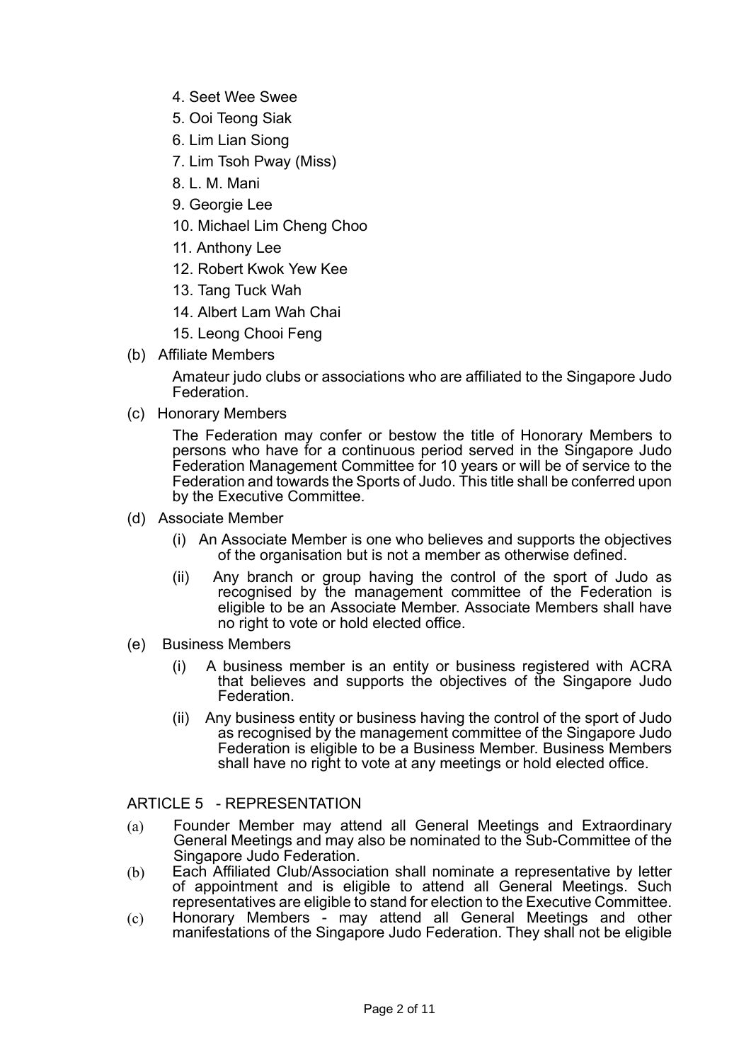4. Seet Wee Swee
5. Ooi Teong Siak
6. Lim Lian Siong
7. Lim Tsoh Pway (Miss)
8. L. M. Mani
9. Georgie Lee
10. Michael Lim Cheng Choo
11. Anthony Lee
12. Robert Kwok Yew Kee
13. Tang Tuck Wah
14. Albert Lam Wah Chai
15. Leong Chooi Feng

(b) Affiliate Members

Amateur judo clubs or associations who are affiliated to the Singapore Judo Federation.

(c) Honorary Members

The Federation may confer or bestow the title of Honorary Members to persons who have for a continuous period served in the Singapore Judo Federation Management Committee for 10 years or will be of service to the Federation and towards the Sports of Judo. This title shall be conferred upon by the Executive Committee.

(d) Associate Member

(i) An Associate Member is one who believes and supports the objectives of the organisation but is not a member as otherwise defined.

(ii) Any branch or group having the control of the sport of Judo as recognised by the management committee of the Federation is eligible to be an Associate Member. Associate Members shall have no right to vote or hold elected office.

(e) Business Members

(i) A business member is an entity or business registered with ACRA that believes and supports the objectives of the Singapore Judo Federation.

(ii) Any business entity or business having the control of the sport of Judo as recognised by the management committee of the Singapore Judo Federation is eligible to be a Business Member. Business Members shall have no right to vote at any meetings or hold elected office.

## ARTICLE 5 - REPRESENTATION

(a) Founder Member may attend all General Meetings and Extraordinary General Meetings and may also be nominated to the Sub-Committee of the Singapore Judo Federation.

(b) Each Affiliated Club/Association shall nominate a representative by letter of appointment and is eligible to attend all General Meetings. Such representatives are eligible to stand for election to the Executive Committee.

(c) Honorary Members - may attend all General Meetings and other manifestations of the Singapore Judo Federation. They shall not be eligible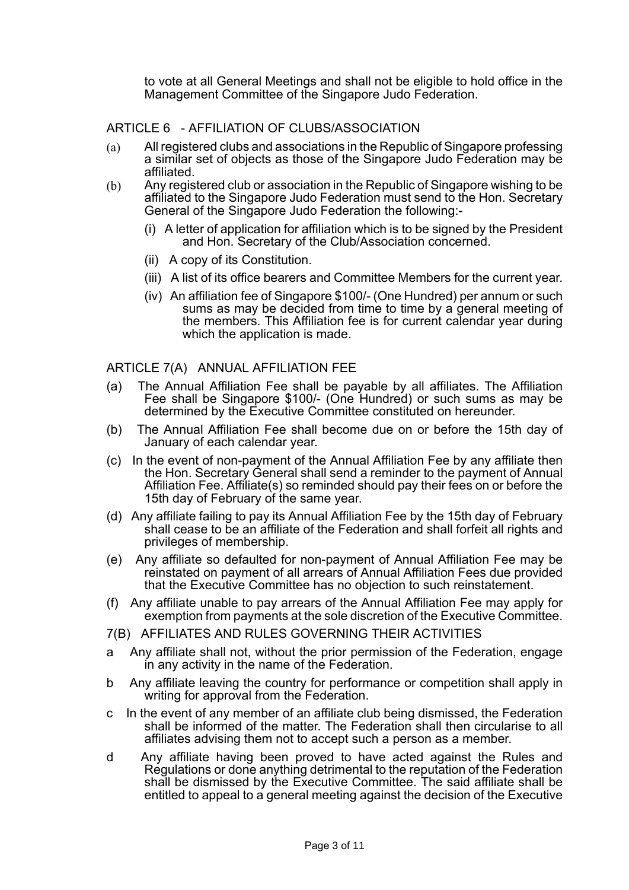to vote at all General Meetings and shall not be eligible to hold office in the Management Committee of the Singapore Judo Federation.

## ARTICLE 6 - AFFILIATION OF CLUBS/ASSOCIATION

(a) All registered clubs and associations in the Republic of Singapore professing a similar set of objects as those of the Singapore Judo Federation may be affiliated.

(b) Any registered club or association in the Republic of Singapore wishing to be affiliated to the Singapore Judo Federation must send to the Hon. Secretary General of the Singapore Judo Federation the following:-

   (i) A letter of application for affiliation which is to be signed by the President and Hon. Secretary of the Club/Association concerned.

   (ii) A copy of its Constitution.

   (iii) A list of its office bearers and Committee Members for the current year.

   (iv) An affiliation fee of Singapore $100/- (One Hundred) per annum or such sums as may be decided from time to time by a general meeting of the members. This Affiliation fee is for current calendar year during which the application is made.

## ARTICLE 7(A) ANNUAL AFFILIATION FEE

(a) The Annual Affiliation Fee shall be payable by all affiliates. The Affiliation Fee shall be Singapore $100/- (One Hundred) or such sums as may be determined by the Executive Committee constituted on hereunder.

(b) The Annual Affiliation Fee shall become due on or before the 15th day of January of each calendar year.

(c) In the event of non-payment of the Annual Affiliation Fee by any affiliate then the Hon. Secretary General shall send a reminder to the payment of Annual Affiliation Fee. Affiliate(s) so reminded should pay their fees on or before the 15th day of February of the same year.

(d) Any affiliate failing to pay its Annual Affiliation Fee by the 15th day of February shall cease to be an affiliate of the Federation and shall forfeit all rights and privileges of membership.

(e) Any affiliate so defaulted for non-payment of Annual Affiliation Fee may be reinstated on payment of all arrears of Annual Affiliation Fees due provided that the Executive Committee has no objection to such reinstatement.

(f) Any affiliate unable to pay arrears of the Annual Affiliation Fee may apply for exemption from payments at the sole discretion of the Executive Committee.

## 7(B) AFFILIATES AND RULES GOVERNING THEIR ACTIVITIES

a Any affiliate shall not, without the prior permission of the Federation, engage in any activity in the name of the Federation.

b Any affiliate leaving the country for performance or competition shall apply in writing for approval from the Federation.

c In the event of any member of an affiliate club being dismissed, the Federation shall be informed of the matter. The Federation shall then circularise to all affiliates advising them not to accept such a person as a member.

d Any affiliate having been proved to have acted against the Rules and Regulations or done anything detrimental to the reputation of the Federation shall be dismissed by the Executive Committee. The said affiliate shall be entitled to appeal to a general meeting against the decision of the Executive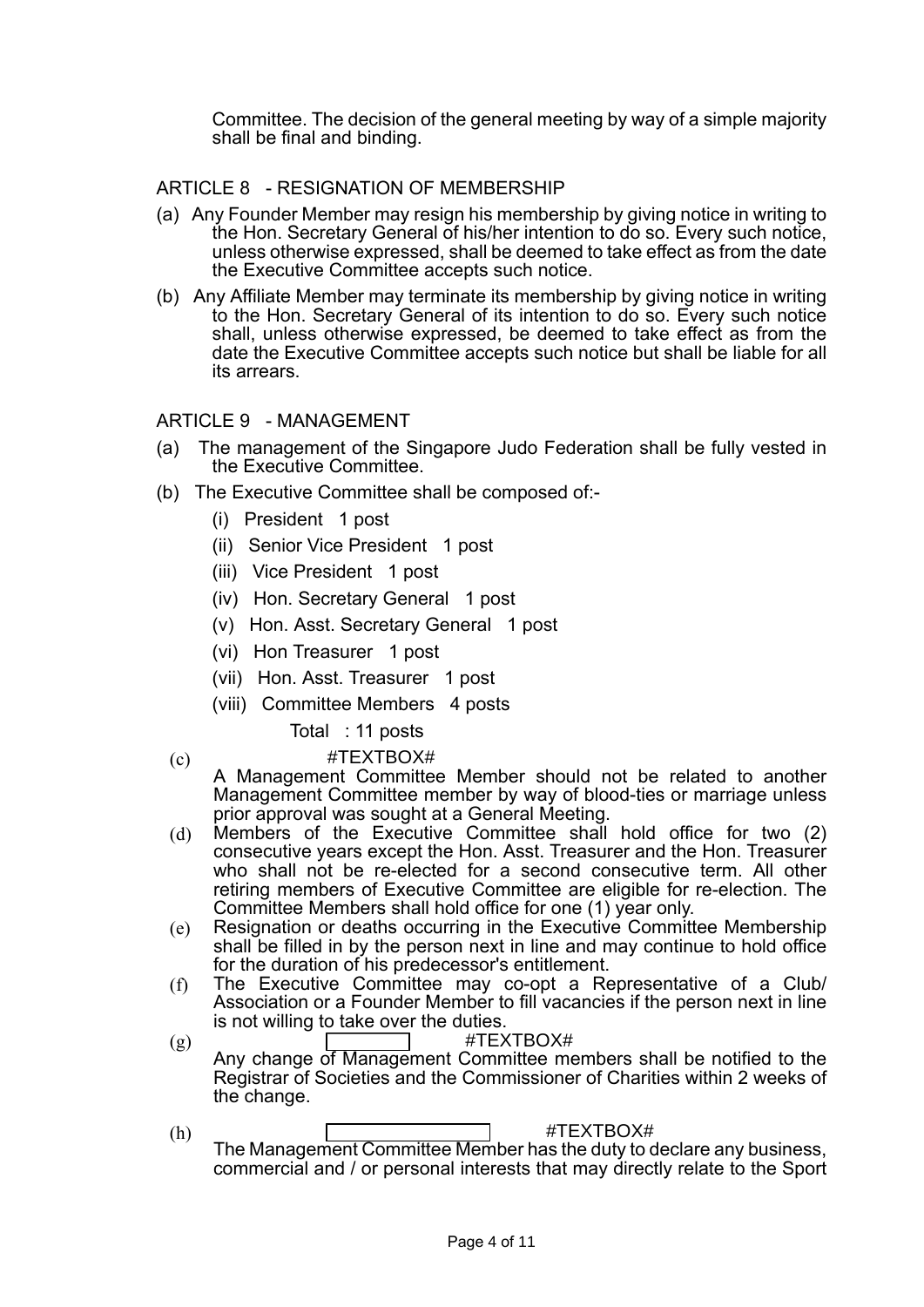Committee. The decision of the general meeting by way of a simple majority shall be final and binding.

## ARTICLE 8 - RESIGNATION OF MEMBERSHIP

(a) Any Founder Member may resign his membership by giving notice in writing to the Hon. Secretary General of his/her intention to do so. Every such notice, unless otherwise expressed, shall be deemed to take effect as from the date the Executive Committee accepts such notice.

(b) Any Affiliate Member may terminate its membership by giving notice in writing to the Hon. Secretary General of its intention to do so. Every such notice shall, unless otherwise expressed, be deemed to take effect as from the date the Executive Committee accepts such notice but shall be liable for all its arrears.

## ARTICLE 9 - MANAGEMENT

(a) The management of the Singapore Judo Federation shall be fully vested in the Executive Committee.

(b) The Executive Committee shall be composed of:-

- (i) President 1 post
- (ii) Senior Vice President 1 post
- (iii) Vice President 1 post
- (iv) Hon. Secretary General 1 post
- (v) Hon. Asst. Secretary General 1 post
- (vi) Hon Treasurer 1 post
- (vii) Hon. Asst. Treasurer 1 post
- (viii) Committee Members 4 posts

Total : 11 posts

(c) #TEXTBOX#
A Management Committee Member should not be related to another Management Committee member by way of blood-ties or marriage unless prior approval was sought at a General Meeting.

(d) Members of the Executive Committee shall hold office for two (2) consecutive years except the Hon. Asst. Treasurer and the Hon. Treasurer who shall not be re-elected for a second consecutive term. All other retiring members of Executive Committee are eligible for re-election. The Committee Members shall hold office for one (1) year only.

(e) Resignation or deaths occurring in the Executive Committee Membership shall be filled in by the person next in line and may continue to hold office for the duration of his predecessor's entitlement.

(f) The Executive Committee may co-opt a Representative of a Club/ Association or a Founder Member to fill vacancies if the person next in line is not willing to take over the duties.

(g) #TEXTBOX#
Any change of Management Committee members shall be notified to the Registrar of Societies and the Commissioner of Charities within 2 weeks of the change.

(h) #TEXTBOX#
The Management Committee Member has the duty to declare any business, commercial and / or personal interests that may directly relate to the Sport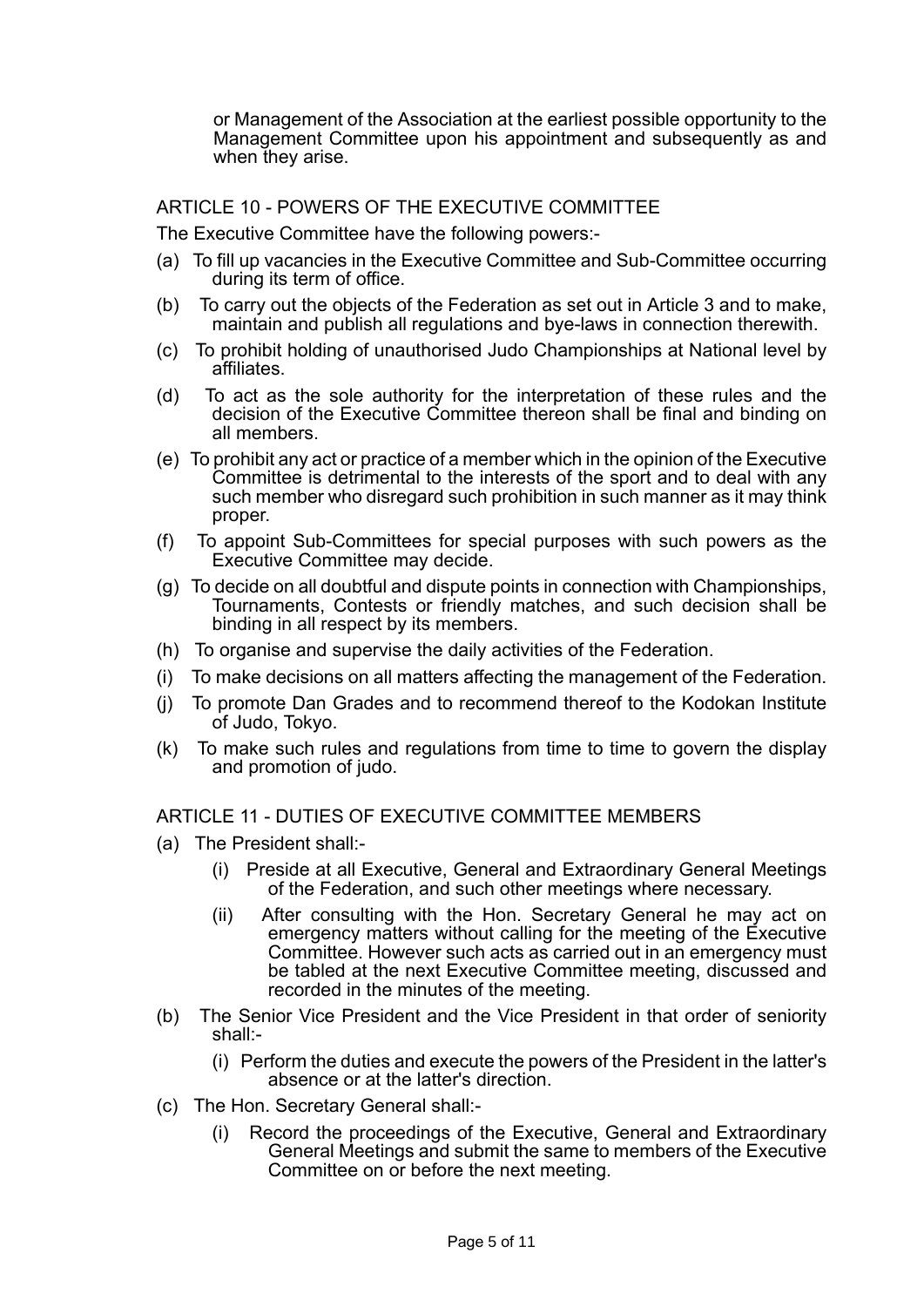or Management of the Association at the earliest possible opportunity to the Management Committee upon his appointment and subsequently as and when they arise.

## ARTICLE 10 - POWERS OF THE EXECUTIVE COMMITTEE

The Executive Committee have the following powers:-

(a) To fill up vacancies in the Executive Committee and Sub-Committee occurring during its term of office.

(b) To carry out the objects of the Federation as set out in Article 3 and to make, maintain and publish all regulations and bye-laws in connection therewith.

(c) To prohibit holding of unauthorised Judo Championships at National level by affiliates.

(d) To act as the sole authority for the interpretation of these rules and the decision of the Executive Committee thereon shall be final and binding on all members.

(e) To prohibit any act or practice of a member which in the opinion of the Executive Committee is detrimental to the interests of the sport and to deal with any such member who disregard such prohibition in such manner as it may think proper.

(f) To appoint Sub-Committees for special purposes with such powers as the Executive Committee may decide.

(g) To decide on all doubtful and dispute points in connection with Championships, Tournaments, Contests or friendly matches, and such decision shall be binding in all respect by its members.

(h) To organise and supervise the daily activities of the Federation.

(i) To make decisions on all matters affecting the management of the Federation.

(j) To promote Dan Grades and to recommend thereof to the Kodokan Institute of Judo, Tokyo.

(k) To make such rules and regulations from time to time to govern the display and promotion of judo.

## ARTICLE 11 - DUTIES OF EXECUTIVE COMMITTEE MEMBERS

(a) The President shall:-

  (i) Preside at all Executive, General and Extraordinary General Meetings of the Federation, and such other meetings where necessary.

  (ii) After consulting with the Hon. Secretary General he may act on emergency matters without calling for the meeting of the Executive Committee. However such acts as carried out in an emergency must be tabled at the next Executive Committee meeting, discussed and recorded in the minutes of the meeting.

(b) The Senior Vice President and the Vice President in that order of seniority shall:-

  (i) Perform the duties and execute the powers of the President in the latter's absence or at the latter's direction.

(c) The Hon. Secretary General shall:-

  (i) Record the proceedings of the Executive, General and Extraordinary General Meetings and submit the same to members of the Executive Committee on or before the next meeting.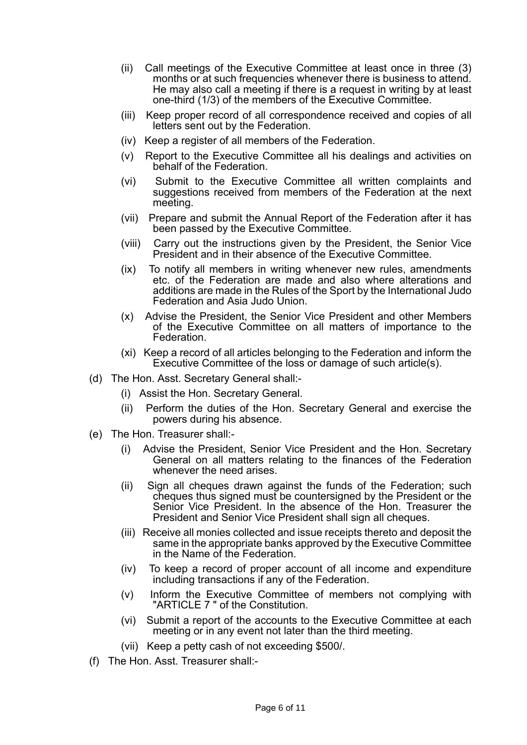- (ii) Call meetings of the Executive Committee at least once in three (3) months or at such frequencies whenever there is business to attend. He may also call a meeting if there is a request in writing by at least one-third (1/3) of the members of the Executive Committee.
- (iii) Keep proper record of all correspondence received and copies of all letters sent out by the Federation.
- (iv) Keep a register of all members of the Federation.
- (v) Report to the Executive Committee all his dealings and activities on behalf of the Federation.
- (vi) Submit to the Executive Committee all written complaints and suggestions received from members of the Federation at the next meeting.
- (vii) Prepare and submit the Annual Report of the Federation after it has been passed by the Executive Committee.
- (viii) Carry out the instructions given by the President, the Senior Vice President and in their absence of the Executive Committee.
- (ix) To notify all members in writing whenever new rules, amendments etc. of the Federation are made and also where alterations and additions are made in the Rules of the Sport by the International Judo Federation and Asia Judo Union.
- (x) Advise the President, the Senior Vice President and other Members of the Executive Committee on all matters of importance to the Federation.
- (xi) Keep a record of all articles belonging to the Federation and inform the Executive Committee of the loss or damage of such article(s).

(d) The Hon. Asst. Secretary General shall:-

- (i) Assist the Hon. Secretary General.
- (ii) Perform the duties of the Hon. Secretary General and exercise the powers during his absence.

(e) The Hon. Treasurer shall:-

- (i) Advise the President, Senior Vice President and the Hon. Secretary General on all matters relating to the finances of the Federation whenever the need arises.
- (ii) Sign all cheques drawn against the funds of the Federation; such cheques thus signed must be countersigned by the President or the Senior Vice President. In the absence of the Hon. Treasurer the President and Senior Vice President shall sign all cheques.
- (iii) Receive all monies collected and issue receipts thereto and deposit the same in the appropriate banks approved by the Executive Committee in the Name of the Federation.
- (iv) To keep a record of proper account of all income and expenditure including transactions if any of the Federation.
- (v) Inform the Executive Committee of members not complying with "ARTICLE 7 " of the Constitution.
- (vi) Submit a report of the accounts to the Executive Committee at each meeting or in any event not later than the third meeting.
- (vii) Keep a petty cash of not exceeding $500/.

(f) The Hon. Asst. Treasurer shall:-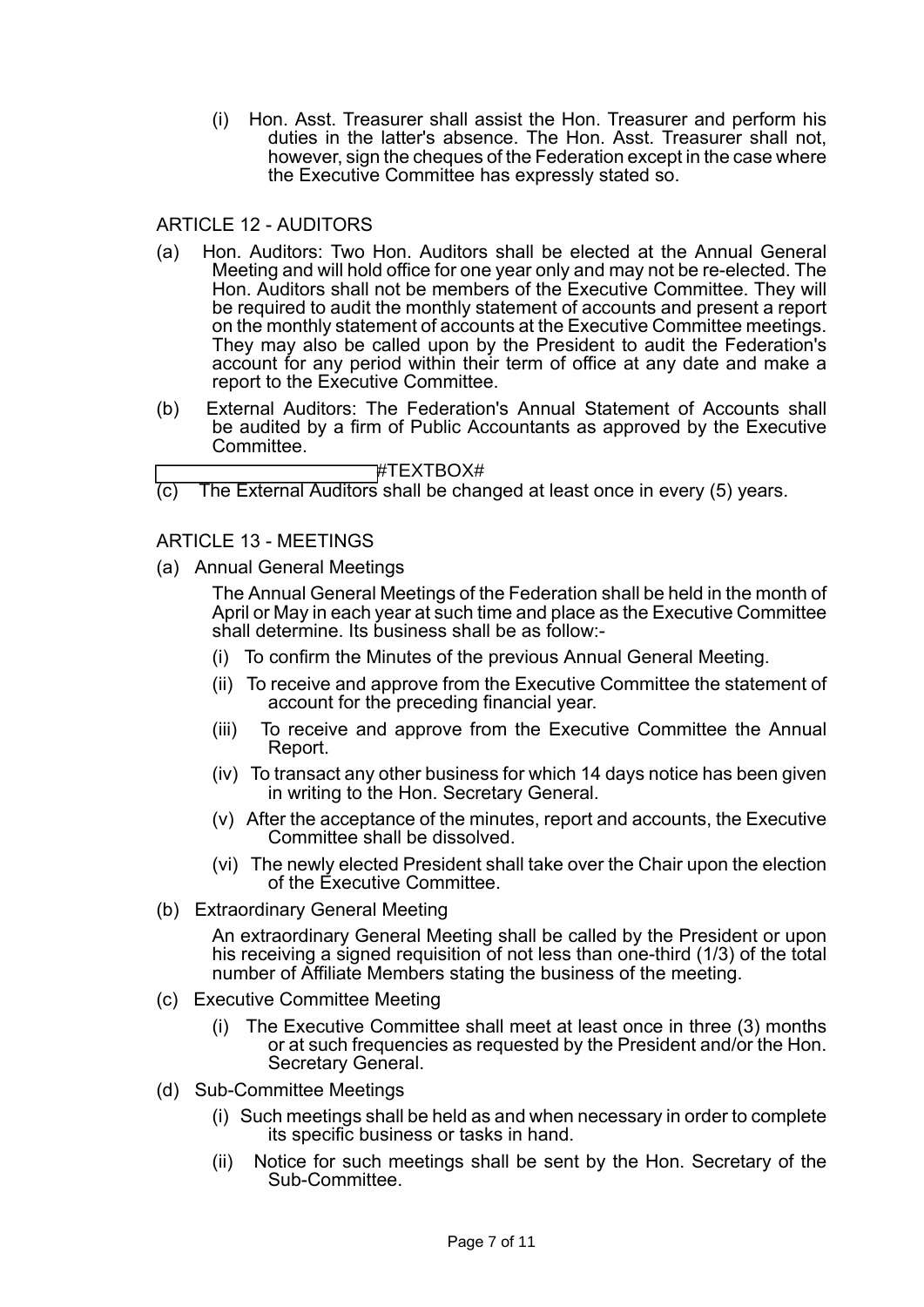(i) Hon. Asst. Treasurer shall assist the Hon. Treasurer and perform his duties in the latter's absence. The Hon. Asst. Treasurer shall not, however, sign the cheques of the Federation except in the case where the Executive Committee has expressly stated so.

## ARTICLE 12 - AUDITORS

(a) Hon. Auditors: Two Hon. Auditors shall be elected at the Annual General Meeting and will hold office for one year only and may not be re-elected. The Hon. Auditors shall not be members of the Executive Committee. They will be required to audit the monthly statement of accounts and present a report on the monthly statement of accounts at the Executive Committee meetings. They may also be called upon by the President to audit the Federation's account for any period within their term of office at any date and make a report to the Executive Committee.

(b) External Auditors: The Federation's Annual Statement of Accounts shall be audited by a firm of Public Accountants as approved by the Executive Committee.

#TEXTBOX#

(c) The External Auditors shall be changed at least once in every (5) years.

## ARTICLE 13 - MEETINGS

(a) Annual General Meetings

The Annual General Meetings of the Federation shall be held in the month of April or May in each year at such time and place as the Executive Committee shall determine. Its business shall be as follow:-

(i) To confirm the Minutes of the previous Annual General Meeting.

(ii) To receive and approve from the Executive Committee the statement of account for the preceding financial year.

(iii) To receive and approve from the Executive Committee the Annual Report.

(iv) To transact any other business for which 14 days notice has been given in writing to the Hon. Secretary General.

(v) After the acceptance of the minutes, report and accounts, the Executive Committee shall be dissolved.

(vi) The newly elected President shall take over the Chair upon the election of the Executive Committee.

(b) Extraordinary General Meeting

An extraordinary General Meeting shall be called by the President or upon his receiving a signed requisition of not less than one-third (1/3) of the total number of Affiliate Members stating the business of the meeting.

(c) Executive Committee Meeting

(i) The Executive Committee shall meet at least once in three (3) months or at such frequencies as requested by the President and/or the Hon. Secretary General.

(d) Sub-Committee Meetings

(i) Such meetings shall be held as and when necessary in order to complete its specific business or tasks in hand.

(ii) Notice for such meetings shall be sent by the Hon. Secretary of the Sub-Committee.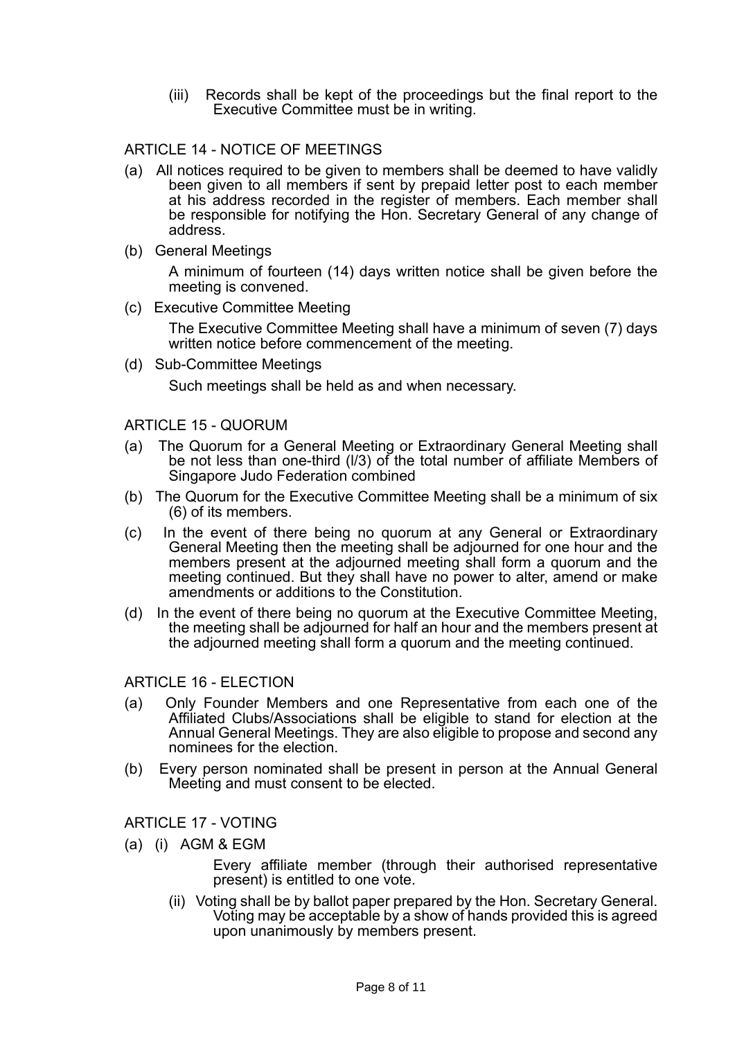(iii) Records shall be kept of the proceedings but the final report to the Executive Committee must be in writing.

## ARTICLE 14 - NOTICE OF MEETINGS

(a) All notices required to be given to members shall be deemed to have validly been given to all members if sent by prepaid letter post to each member at his address recorded in the register of members. Each member shall be responsible for notifying the Hon. Secretary General of any change of address.

(b) General Meetings

A minimum of fourteen (14) days written notice shall be given before the meeting is convened.

(c) Executive Committee Meeting

The Executive Committee Meeting shall have a minimum of seven (7) days written notice before commencement of the meeting.

(d) Sub-Committee Meetings

Such meetings shall be held as and when necessary.

## ARTICLE 15 - QUORUM

(a) The Quorum for a General Meeting or Extraordinary General Meeting shall be not less than one-third (l/3) of the total number of affiliate Members of Singapore Judo Federation combined

(b) The Quorum for the Executive Committee Meeting shall be a minimum of six (6) of its members.

(c) In the event of there being no quorum at any General or Extraordinary General Meeting then the meeting shall be adjourned for one hour and the members present at the adjourned meeting shall form a quorum and the meeting continued. But they shall have no power to alter, amend or make amendments or additions to the Constitution.

(d) In the event of there being no quorum at the Executive Committee Meeting, the meeting shall be adjourned for half an hour and the members present at the adjourned meeting shall form a quorum and the meeting continued.

## ARTICLE 16 - ELECTION

(a) Only Founder Members and one Representative from each one of the Affiliated Clubs/Associations shall be eligible to stand for election at the Annual General Meetings. They are also eligible to propose and second any nominees for the election.

(b) Every person nominated shall be present in person at the Annual General Meeting and must consent to be elected.

## ARTICLE 17 - VOTING

(a) (i) AGM & EGM

Every affiliate member (through their authorised representative present) is entitled to one vote.

(ii) Voting shall be by ballot paper prepared by the Hon. Secretary General. Voting may be acceptable by a show of hands provided this is agreed upon unanimously by members present.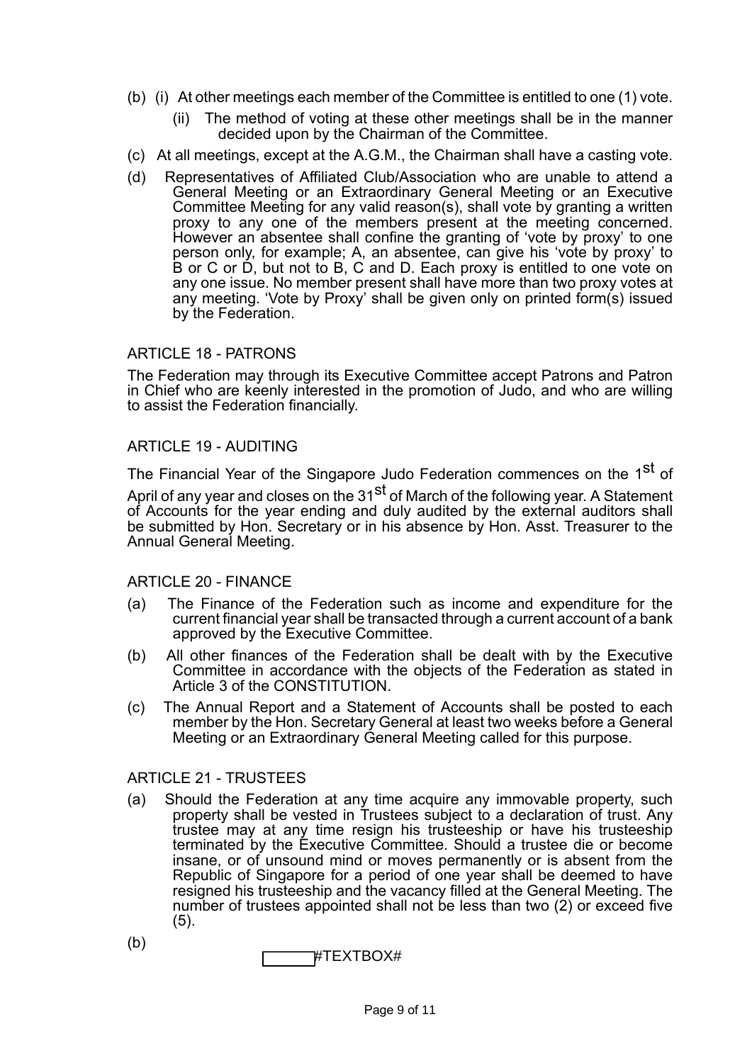(b) (i) At other meetings each member of the Committee is entitled to one (1) vote.

(ii) The method of voting at these other meetings shall be in the manner decided upon by the Chairman of the Committee.

(c) At all meetings, except at the A.G.M., the Chairman shall have a casting vote.

(d) Representatives of Affiliated Club/Association who are unable to attend a General Meeting or an Extraordinary General Meeting or an Executive Committee Meeting for any valid reason(s), shall vote by granting a written proxy to any one of the members present at the meeting concerned. However an absentee shall confine the granting of 'vote by proxy' to one person only, for example; A, an absentee, can give his 'vote by proxy' to B or C or D, but not to B, C and D. Each proxy is entitled to one vote on any one issue. No member present shall have more than two proxy votes at any meeting. 'Vote by Proxy' shall be given only on printed form(s) issued by the Federation.

## ARTICLE 18 - PATRONS

The Federation may through its Executive Committee accept Patrons and Patron in Chief who are keenly interested in the promotion of Judo, and who are willing to assist the Federation financially.

## ARTICLE 19 - AUDITING

The Financial Year of the Singapore Judo Federation commences on the 1st of April of any year and closes on the 31st of March of the following year. A Statement of Accounts for the year ending and duly audited by the external auditors shall be submitted by Hon. Secretary or in his absence by Hon. Asst. Treasurer to the Annual General Meeting.

## ARTICLE 20 - FINANCE

(a) The Finance of the Federation such as income and expenditure for the current financial year shall be transacted through a current account of a bank approved by the Executive Committee.

(b) All other finances of the Federation shall be dealt with by the Executive Committee in accordance with the objects of the Federation as stated in Article 3 of the CONSTITUTION.

(c) The Annual Report and a Statement of Accounts shall be posted to each member by the Hon. Secretary General at least two weeks before a General Meeting or an Extraordinary General Meeting called for this purpose.

## ARTICLE 21 - TRUSTEES

(a) Should the Federation at any time acquire any immovable property, such property shall be vested in Trustees subject to a declaration of trust. Any trustee may at any time resign his trusteeship or have his trusteeship terminated by the Executive Committee. Should a trustee die or become insane, or of unsound mind or moves permanently or is absent from the Republic of Singapore for a period of one year shall be deemed to have resigned his trusteeship and the vacancy filled at the General Meeting. The number of trustees appointed shall not be less than two (2) or exceed five (5).

(b)

#TEXTBOX#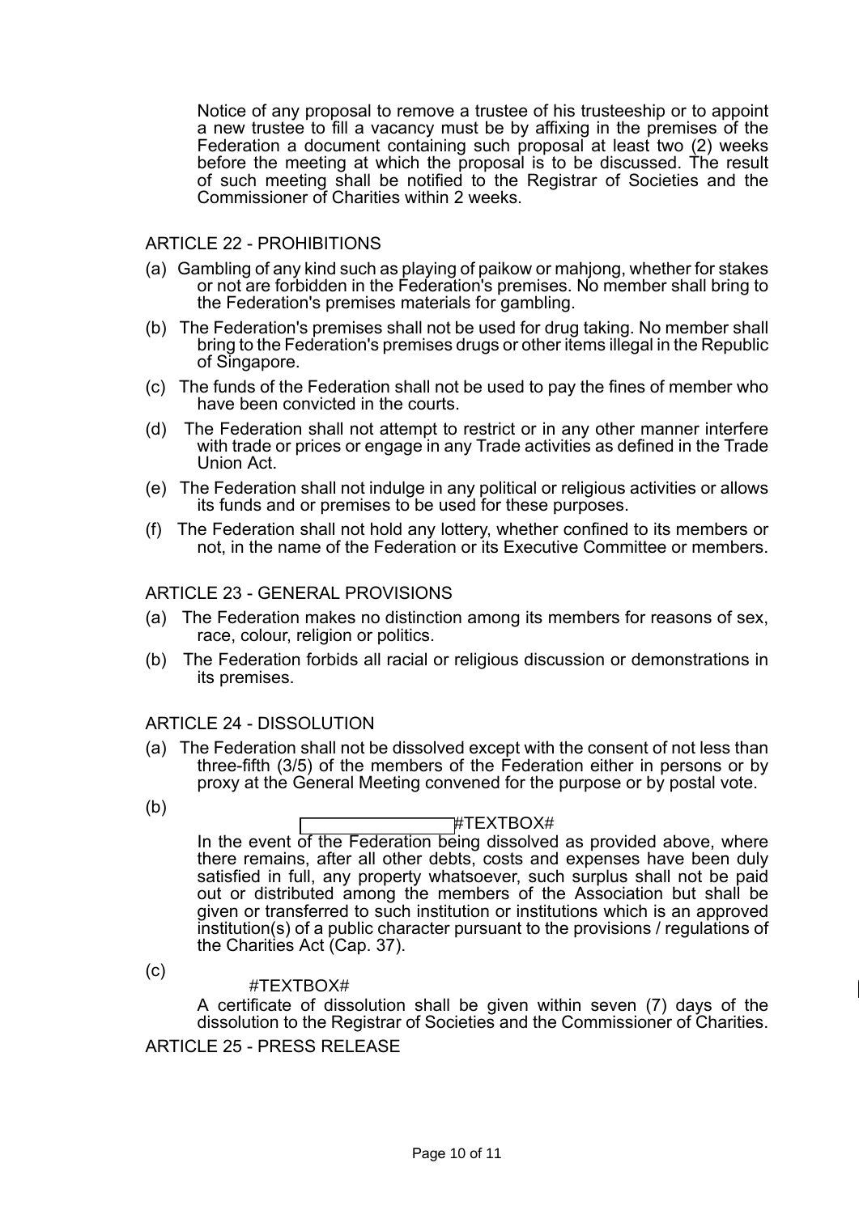Notice of any proposal to remove a trustee of his trusteeship or to appoint a new trustee to fill a vacancy must be by affixing in the premises of the Federation a document containing such proposal at least two (2) weeks before the meeting at which the proposal is to be discussed. The result of such meeting shall be notified to the Registrar of Societies and the Commissioner of Charities within 2 weeks.

## ARTICLE 22 - PROHIBITIONS

(a) Gambling of any kind such as playing of paikow or mahjong, whether for stakes or not are forbidden in the Federation's premises. No member shall bring to the Federation's premises materials for gambling.

(b) The Federation's premises shall not be used for drug taking. No member shall bring to the Federation's premises drugs or other items illegal in the Republic of Singapore.

(c) The funds of the Federation shall not be used to pay the fines of member who have been convicted in the courts.

(d) The Federation shall not attempt to restrict or in any other manner interfere with trade or prices or engage in any Trade activities as defined in the Trade Union Act.

(e) The Federation shall not indulge in any political or religious activities or allows its funds and or premises to be used for these purposes.

(f) The Federation shall not hold any lottery, whether confined to its members or not, in the name of the Federation or its Executive Committee or members.

## ARTICLE 23 - GENERAL PROVISIONS

(a) The Federation makes no distinction among its members for reasons of sex, race, colour, religion or politics.

(b) The Federation forbids all racial or religious discussion or demonstrations in its premises.

## ARTICLE 24 - DISSOLUTION

(a) The Federation shall not be dissolved except with the consent of not less than three-fifth (3/5) of the members of the Federation either in persons or by proxy at the General Meeting convened for the purpose or by postal vote.

(b) #TEXTBOX#

In the event of the Federation being dissolved as provided above, where there remains, after all other debts, costs and expenses have been duly satisfied in full, any property whatsoever, such surplus shall not be paid out or distributed among the members of the Association but shall be given or transferred to such institution or institutions which is an approved institution(s) of a public character pursuant to the provisions / regulations of the Charities Act (Cap. 37).

(c) #TEXTBOX#

A certificate of dissolution shall be given within seven (7) days of the dissolution to the Registrar of Societies and the Commissioner of Charities.

## ARTICLE 25 - PRESS RELEASE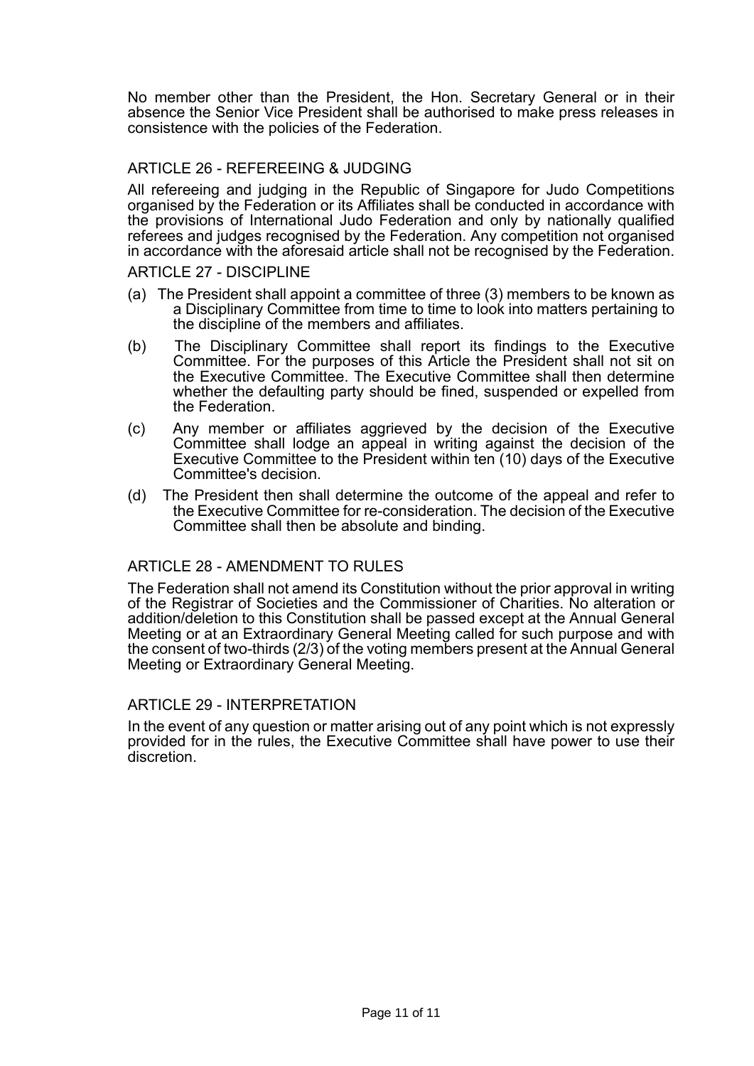No member other than the President, the Hon. Secretary General or in their absence the Senior Vice President shall be authorised to make press releases in consistence with the policies of the Federation.

## ARTICLE 26 - REFEREEING & JUDGING

All refereeing and judging in the Republic of Singapore for Judo Competitions organised by the Federation or its Affiliates shall be conducted in accordance with the provisions of International Judo Federation and only by nationally qualified referees and judges recognised by the Federation. Any competition not organised in accordance with the aforesaid article shall not be recognised by the Federation.

## ARTICLE 27 - DISCIPLINE

(a) The President shall appoint a committee of three (3) members to be known as a Disciplinary Committee from time to time to look into matters pertaining to the discipline of the members and affiliates.

(b) The Disciplinary Committee shall report its findings to the Executive Committee. For the purposes of this Article the President shall not sit on the Executive Committee. The Executive Committee shall then determine whether the defaulting party should be fined, suspended or expelled from the Federation.

(c) Any member or affiliates aggrieved by the decision of the Executive Committee shall lodge an appeal in writing against the decision of the Executive Committee to the President within ten (10) days of the Executive Committee's decision.

(d) The President then shall determine the outcome of the appeal and refer to the Executive Committee for re-consideration. The decision of the Executive Committee shall then be absolute and binding.

## ARTICLE 28 - AMENDMENT TO RULES

The Federation shall not amend its Constitution without the prior approval in writing of the Registrar of Societies and the Commissioner of Charities. No alteration or addition/deletion to this Constitution shall be passed except at the Annual General Meeting or at an Extraordinary General Meeting called for such purpose and with the consent of two-thirds (2/3) of the voting members present at the Annual General Meeting or Extraordinary General Meeting.

## ARTICLE 29 - INTERPRETATION

In the event of any question or matter arising out of any point which is not expressly provided for in the rules, the Executive Committee shall have power to use their discretion.